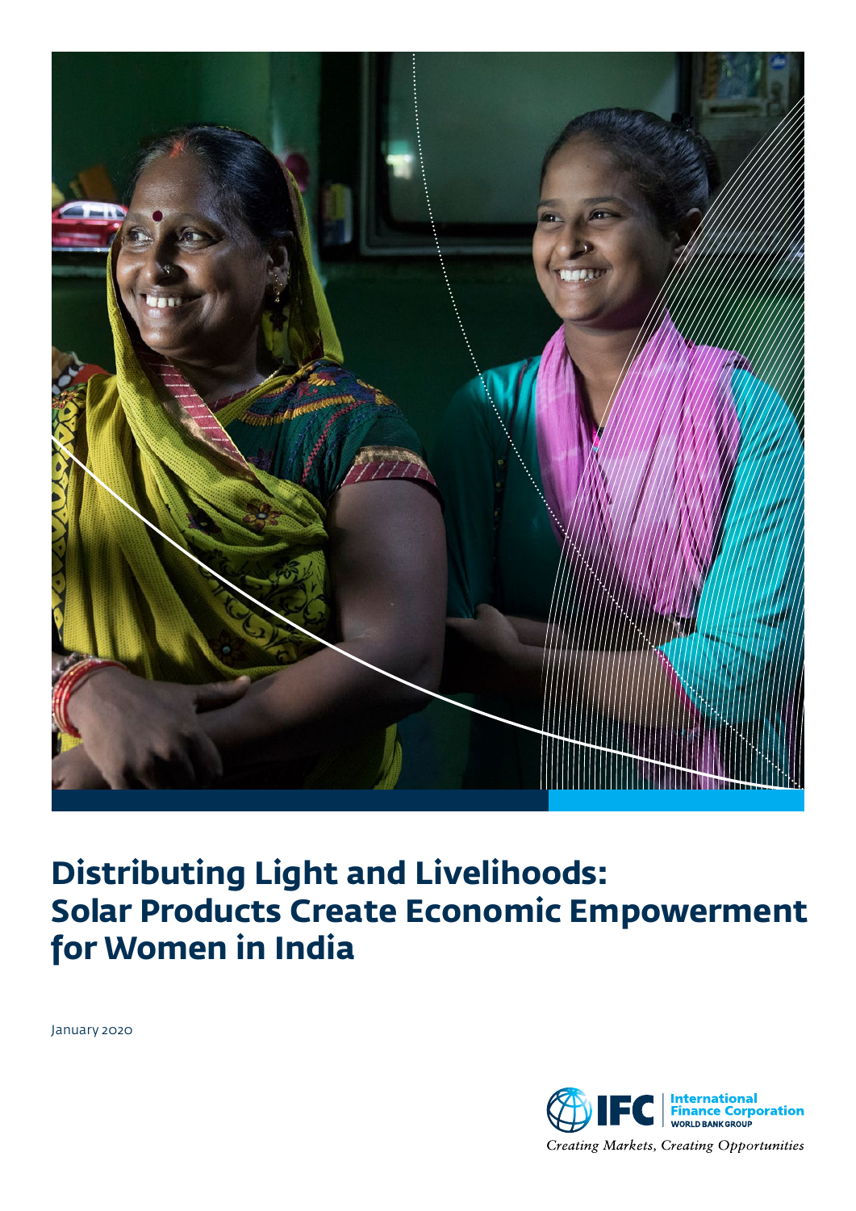# Distributing Light and Livelihoods: Solar Products Create Economic Empowerment for Women in India

January 2020

IFC International Finance Corporation WORLD BANK GROUP

*Creating Markets, Creating Opportunities*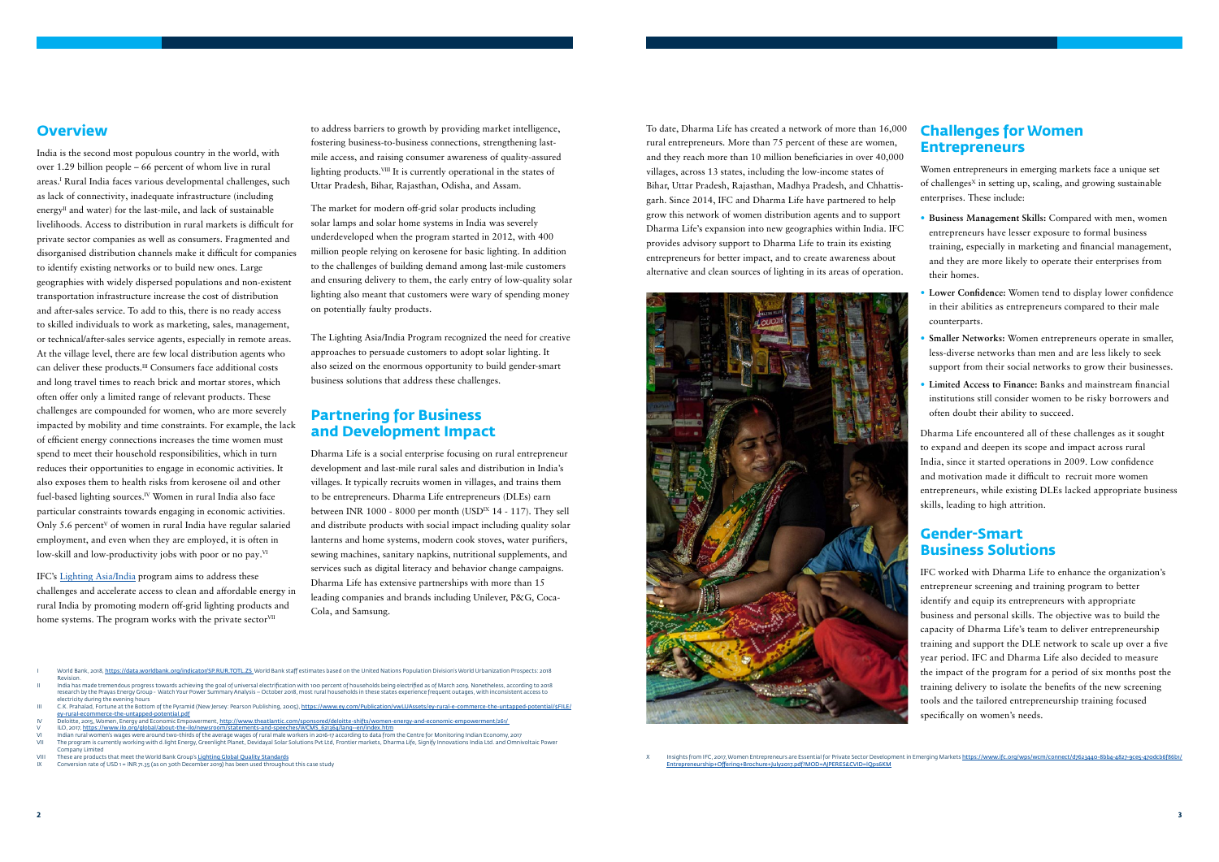## Overview

India is the second most populous country in the world, with over 1.29 billion people – 66 percent of whom live in rural areas.[I] Rural India faces various developmental challenges, such as lack of connectivity, inadequate infrastructure (including energy[II] and water) for the last-mile, and lack of sustainable livelihoods. Access to distribution in rural markets is difficult for private sector companies as well as consumers. Fragmented and disorganised distribution channels make it difficult for companies to identify existing networks or to build new ones. Large geographies with widely dispersed populations and non-existent transportation infrastructure increase the cost of distribution and after-sales service. To add to this, there is no ready access to skilled individuals to work as marketing, sales, management, or technical/after-sales service agents, especially in remote areas. At the village level, there are few local distribution agents who can deliver these products.[III] Consumers face additional costs and long travel times to reach brick and mortar stores, which often offer only a limited range of relevant products. These challenges are compounded for women, who are more severely impacted by mobility and time constraints. For example, the lack of efficient energy connections increases the time women must spend to meet their household responsibilities, which in turn reduces their opportunities to engage in economic activities. It also exposes them to health risks from kerosene oil and other fuel-based lighting sources.[IV] Women in rural India also face particular constraints towards engaging in economic activities. Only 5.6 percent[V] of women in rural India have regular salaried employment, and even when they are employed, it is often in low-skill and low-productivity jobs with poor or no pay.[VI]

IFC's Lighting Asia/India program aims to address these challenges and accelerate access to clean and affordable energy in rural India by promoting modern off-grid lighting products and home systems. The program works with the private sector[VII] to address barriers to growth by providing market intelligence, fostering business-to-business connections, strengthening last-mile access, and raising consumer awareness of quality-assured lighting products.[VIII] It is currently operational in the states of Uttar Pradesh, Bihar, Rajasthan, Odisha, and Assam.

The market for modern off-grid solar products including solar lamps and solar home systems in India was severely underdeveloped when the program started in 2012, with 400 million people relying on kerosene for basic lighting. In addition to the challenges of building demand among last-mile customers and ensuring delivery to them, the early entry of low-quality solar lighting also meant that customers were wary of spending money on potentially faulty products.

The Lighting Asia/India Program recognized the need for creative approaches to persuade customers to adopt solar lighting. It also seized on the enormous opportunity to build gender-smart business solutions that address these challenges.

## Partnering for Business and Development Impact

Dharma Life is a social enterprise focusing on rural entrepreneur development and last-mile rural sales and distribution in India's villages. It typically recruits women in villages, and trains them to be entrepreneurs. Dharma Life entrepreneurs (DLEs) earn between INR 1000 - 8000 per month (USD[IX] 14 - 117). They sell and distribute products with social impact including quality solar lanterns and home systems, modern cook stoves, water purifiers, sewing machines, sanitary napkins, nutritional supplements, and services such as digital literacy and behavior change campaigns. Dharma Life has extensive partnerships with more than 15 leading companies and brands including Unilever, P&G, Coca-Cola, and Samsung.

To date, Dharma Life has created a network of more than 16,000 rural entrepreneurs. More than 75 percent of these are women, and they reach more than 10 million beneficiaries in over 40,000 villages, across 13 states, including the low-income states of Bihar, Uttar Pradesh, Rajasthan, Madhya Pradesh, and Chhattisgarh. Since 2014, IFC and Dharma Life have partnered to help grow this network of women distribution agents and to support Dharma Life's expansion into new geographies within India. IFC provides advisory support to Dharma Life to train its existing entrepreneurs for better impact, and to create awareness about alternative and clean sources of lighting in its areas of operation.

## Challenges for Women Entrepreneurs

Women entrepreneurs in emerging markets face a unique set of challenges[X] in setting up, scaling, and growing sustainable enterprises. These include:

- **Business Management Skills:** Compared with men, women entrepreneurs have lesser exposure to formal business training, especially in marketing and financial management, and they are more likely to operate their enterprises from their homes.
- **Lower Confidence:** Women tend to display lower confidence in their abilities as entrepreneurs compared to their male counterparts.
- **Smaller Networks:** Women entrepreneurs operate in smaller, less-diverse networks than men and are less likely to seek support from their social networks to grow their businesses.
- **Limited Access to Finance:** Banks and mainstream financial institutions still consider women to be risky borrowers and often doubt their ability to succeed.

Dharma Life encountered all of these challenges as it sought to expand and deepen its scope and impact across rural India, since it started operations in 2009. Low confidence and motivation made it difficult to recruit more women entrepreneurs, while existing DLEs lacked appropriate business skills, leading to high attrition.

## Gender-Smart Business Solutions

IFC worked with Dharma Life to enhance the organization's entrepreneur screening and training program to better identify and equip its entrepreneurs with appropriate business and personal skills. The objective was to build the capacity of Dharma Life's team to deliver entrepreneurship training and support the DLE network to scale up over a five year period. IFC and Dharma Life also decided to measure the impact of the program for a period of six months post the training delivery to isolate the benefits of the new screening tools and the tailored entrepreneurship training focused specifically on women's needs.

---

I World Bank, 2018, https://data.worldbank.org/indicator/SP.RUR.TOTL.ZS World Bank staff estimates based on the United Nations Population Division's World Urbanization Prospects: 2018 Revision.

II India has made tremendous progress towards achieving the goal of universal electrification with 100 percent of households being electrified as of March 2019. Nonetheless, according to 2018 research by the Prayas Energy Group – Watch Your Power Summary Analysis – October 2018, most rural households in these states experience frequent outages, with inconsistent access to electricity during the evening hours

III C.K. Prahalad, Fortune at the Bottom of the Pyramid (New Jersey: Pearson Publishing, 2005), https://www.ey.com/Publication/vwLUAssets/ey-rural-e-commerce-the-untapped-potential/$FILE/ey-rural-ecommerce-the-untapped-potential.pdf

IV Deloitte, 2015, Women, Energy and Economic Empowerment, http://www.theatlantic.com/sponsored/deloitte-shifts/women-energy-and-economic-empowerment/261/

V ILO, 2017, https://www.ilo.org/global/about-the-ilo/newsroom/statements-and-speeches/WCMS_621364/lang--en/index.htm

VI Indian rural women's wages were around two-thirds of the average wages of rural male workers in 2016-17 according to data from the Centre for Monitoring Indian Economy, 2017

VII The program is currently working with d.light Energy, Greenlight Planet, Devidayal Solar Solutions Pvt Ltd, Frontier markets, Dharma Life, Signify Innovations India Ltd. and Omnivoltaic Power Company Limited

VIII These are products that meet the World Bank Group's Lighting Global Quality Standards

IX Conversion rate of USD 1 = INR 71.35 (as on 30th December 2019) has been used throughout this case study

X Insights from IFC, 2017, Women Entrepreneurs are Essential for Private Sector Development in Emerging Markets https://www.ifc.org/wps/wcm/connect/d7623440-8bb4-4827-9ce5-470dc6f86b1/Entrepreneurship+Offering+Brochure+July2017.pdf?MOD=AJPERES&CVID=lQps6KM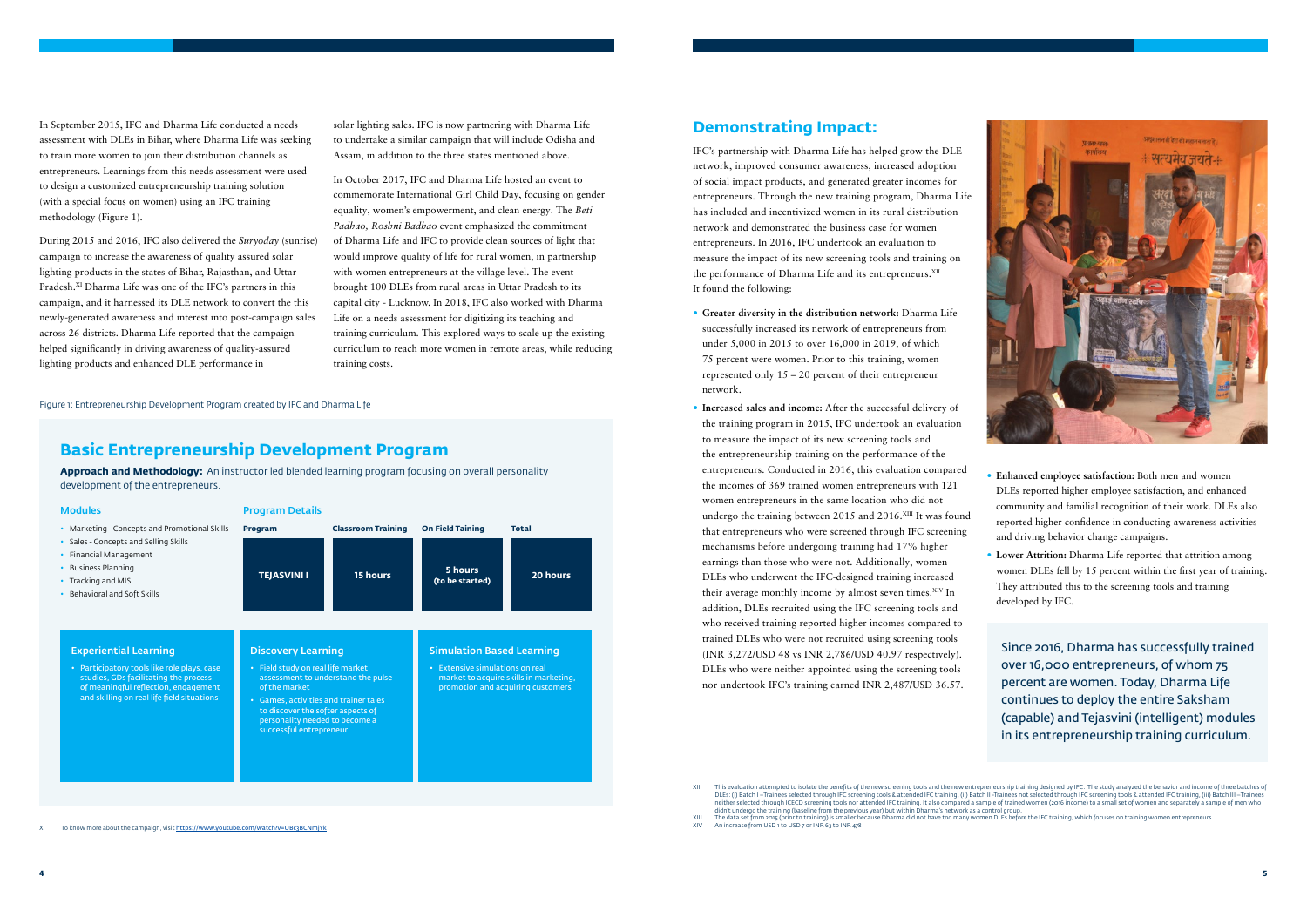In September 2015, IFC and Dharma Life conducted a needs assessment with DLEs in Bihar, where Dharma Life was seeking to train more women to join their distribution channels as entrepreneurs. Learnings from this needs assessment were used to design a customized entrepreneurship training solution (with a special focus on women) using an IFC training methodology (Figure 1).

During 2015 and 2016, IFC also delivered the *Suryoday* (sunrise) campaign to increase the awareness of quality assured solar lighting products in the states of Bihar, Rajasthan, and Uttar Pradesh.[XI] Dharma Life was one of the IFC's partners in this campaign, and it harnessed its DLE network to convert the this newly-generated awareness and interest into post-campaign sales across 26 districts. Dharma Life reported that the campaign helped significantly in driving awareness of quality-assured lighting products and enhanced DLE performance in solar lighting sales. IFC is now partnering with Dharma Life to undertake a similar campaign that will include Odisha and Assam, in addition to the three states mentioned above.

In October 2017, IFC and Dharma Life hosted an event to commemorate International Girl Child Day, focusing on gender equality, women's empowerment, and clean energy. The *Beti Padhao, Roshni Badhao* event emphasized the commitment of Dharma Life and IFC to provide clean sources of light that would improve quality of life for rural women, in partnership with women entrepreneurs at the village level. The event brought 100 DLEs from rural areas in Uttar Pradesh to its capital city - Lucknow. In 2018, IFC also worked with Dharma Life on a needs assessment for digitizing its teaching and training curriculum. This explored ways to scale up the existing curriculum to reach more women in remote areas, while reducing training costs.

Figure 1: Entrepreneurship Development Program created by IFC and Dharma Life

## Basic Entrepreneurship Development Program

**Approach and Methodology:** An instructor led blended learning program focusing on overall personality development of the entrepreneurs.

### Modules

- Marketing - Concepts and Promotional Skills
- Sales - Concepts and Selling Skills
- Financial Management
- Business Planning
- Tracking and MIS
- Behavioral and Soft Skills

### Program Details

| Program | Classroom Training | On Field Taining | Total |
|---|---|---|---|
| TEJASVINI I | 15 hours | 5 hours (to be started) | 20 hours |

### Experiential Learning

- Participatory tools like role plays, case studies, GDs facilitating the process of meaningful reflection, engagement and skilling on real life field situations

### Discovery Learning

- Field study on real life market assessment to understand the pulse of the market
- Games, activities and trainer tales to discover the softer aspects of personality needed to become a successful entrepreneur

### Simulation Based Learning

- Extensive simulations on real market to acquire skills in marketing, promotion and acquiring customers

## Demonstrating Impact:

IFC's partnership with Dharma Life has helped grow the DLE network, improved consumer awareness, increased adoption of social impact products, and generated greater incomes for entrepreneurs. Through the new training program, Dharma Life has included and incentivized women in its rural distribution network and demonstrated the business case for women entrepreneurs. In 2016, IFC undertook an evaluation to measure the impact of its new screening tools and training on the performance of Dharma Life and its entrepreneurs.[XII] It found the following:

- **Greater diversity in the distribution network:** Dharma Life successfully increased its network of entrepreneurs from under 5,000 in 2015 to over 16,000 in 2019, of which 75 percent were women. Prior to this training, women represented only 15 – 20 percent of their entrepreneur network.
- **Increased sales and income:** After the successful delivery of the training program in 2015, IFC undertook an evaluation to measure the impact of its new screening tools and the entrepreneurship training on the performance of the entrepreneurs. Conducted in 2016, this evaluation compared the incomes of 369 trained women entrepreneurs with 121 women entrepreneurs in the same location who did not undergo the training between 2015 and 2016.[XIII] It was found that entrepreneurs who were screened through IFC screening mechanisms before undergoing training had 17% higher earnings than those who were not. Additionally, women DLEs who underwent the IFC-designed training increased their average monthly income by almost seven times.[XIV] In addition, DLEs recruited using the IFC screening tools and who received training reported higher incomes compared to trained DLEs who were not recruited using screening tools (INR 3,272/USD 48 vs INR 2,786/USD 40.97 respectively). DLEs who were neither appointed using the screening tools nor undertook IFC's training earned INR 2,487/USD 36.57.
- **Enhanced employee satisfaction:** Both men and women DLEs reported higher employee satisfaction, and enhanced community and familial recognition of their work. DLEs also reported higher confidence in conducting awareness activities and driving behavior change campaigns.
- **Lower Attrition:** Dharma Life reported that attrition among women DLEs fell by 15 percent within the first year of training. They attributed this to the screening tools and training developed by IFC.

Since 2016, Dharma has successfully trained over 16,000 entrepreneurs, of whom 75 percent are women. Today, Dharma Life continues to deploy the entire Saksham (capable) and Tejasvini (intelligent) modules in its entrepreneurship training curriculum.

XI To know more about the campaign, visit https://www.youtube.com/watch?v=UBc3BCNmjYk

XII This evaluation attempted to isolate the benefits of the new screening tools and the new entrepreneurship training designed by IFC. The study analyzed the behavior and income of three batches of DLEs: (i) Batch I –Trainees selected through IFC screening tools & attended IFC training, (ii) Batch II -Trainees not selected through IFC screening tools & attended IFC training, (iii) Batch III –Trainees neither selected through ICECD screening tools nor attended IFC training. It also compared a sample of trained women (2016 income) to a small set of women and separately a sample of men who didn't undergo the training (baseline from the previous year) but within Dharma's network as a control group.

XIII The data set from 2015 (prior to training) is smaller because Dharma did not have too many women DLEs before the IFC training, which focuses on training women entrepreneurs

XIV An increase from USD 1 to USD 7 or INR 63 to INR 478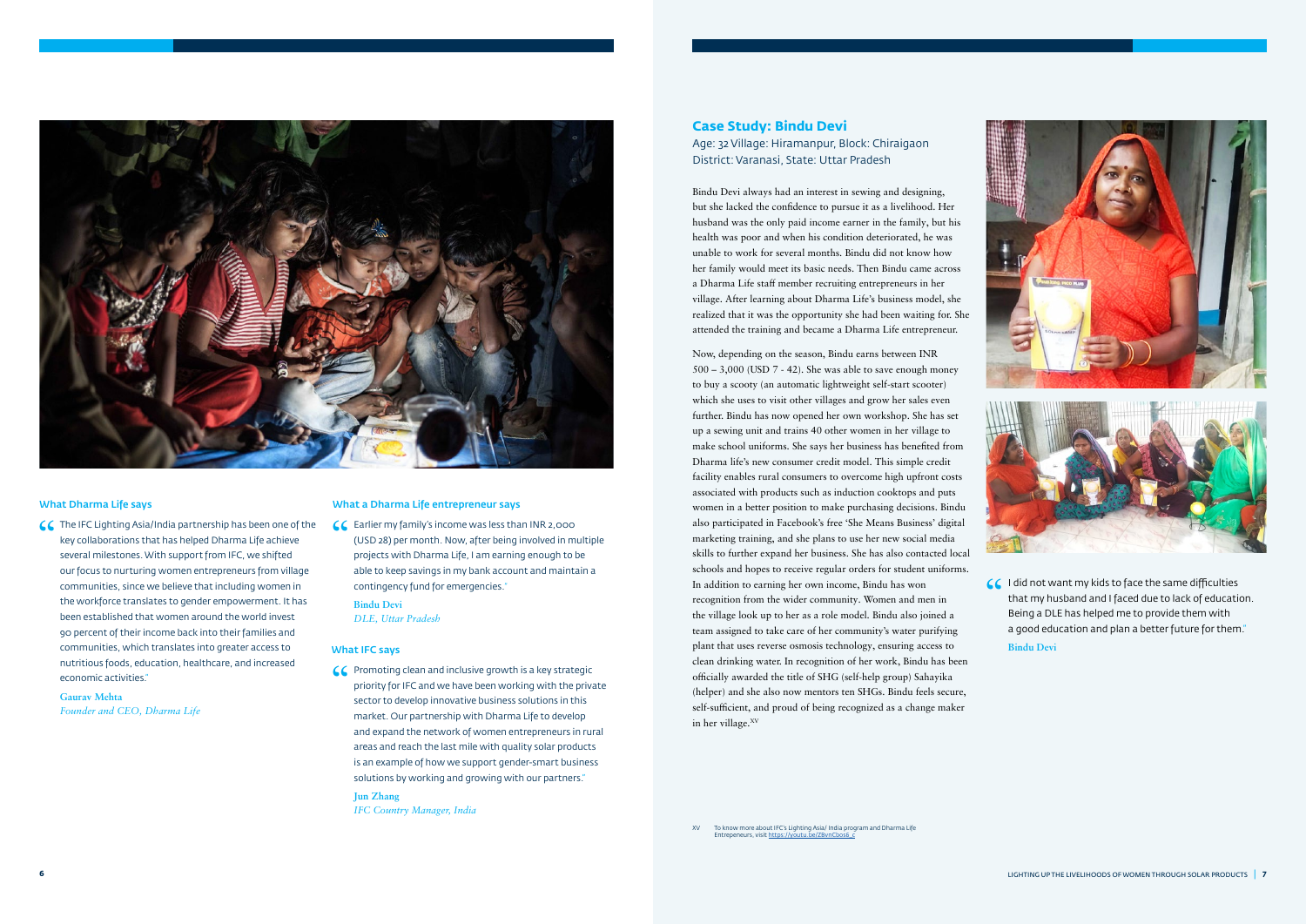### What Dharma Life says

"The IFC Lighting Asia/India partnership has been one of the key collaborations that has helped Dharma Life achieve several milestones. With support from IFC, we shifted our focus to nurturing women entrepreneurs from village communities, since we believe that including women in the workforce translates to gender empowerment. It has been established that women around the world invest 90 percent of their income back into their families and communities, which translates into greater access to nutritious foods, education, healthcare, and increased economic activities."

**Gaurav Mehta**
*Founder and CEO, Dharma Life*

### What a Dharma Life entrepreneur says

"Earlier my family's income was less than INR 2,000 (USD 28) per month. Now, after being involved in multiple projects with Dharma Life, I am earning enough to be able to keep savings in my bank account and maintain a contingency fund for emergencies."

**Bindu Devi**
*DLE, Uttar Pradesh*

### What IFC says

"Promoting clean and inclusive growth is a key strategic priority for IFC and we have been working with the private sector to develop innovative business solutions in this market. Our partnership with Dharma Life to develop and expand the network of women entrepreneurs in rural areas and reach the last mile with quality solar products is an example of how we support gender-smart business solutions by working and growing with our partners."

**Jun Zhang**
*IFC Country Manager, India*

## Case Study: Bindu Devi

Age: 32 Village: Hiramanpur, Block: Chiraigaon
District: Varanasi, State: Uttar Pradesh

Bindu Devi always had an interest in sewing and designing, but she lacked the confidence to pursue it as a livelihood. Her husband was the only paid income earner in the family, but his health was poor and when his condition deteriorated, he was unable to work for several months. Bindu did not know how her family would meet its basic needs. Then Bindu came across a Dharma Life staff member recruiting entrepreneurs in her village. After learning about Dharma Life's business model, she realized that it was the opportunity she had been waiting for. She attended the training and became a Dharma Life entrepreneur.

Now, depending on the season, Bindu earns between INR 500 – 3,000 (USD 7 - 42). She was able to save enough money to buy a scooty (an automatic lightweight self-start scooter) which she uses to visit other villages and grow her sales even further. Bindu has now opened her own workshop. She has set up a sewing unit and trains 40 other women in her village to make school uniforms. She says her business has benefited from Dharma life's new consumer credit model. This simple credit facility enables rural consumers to overcome high upfront costs associated with products such as induction cooktops and puts women in a better position to make purchasing decisions. Bindu also participated in Facebook's free 'She Means Business' digital marketing training, and she plans to use her new social media skills to further expand her business. She has also contacted local schools and hopes to receive regular orders for student uniforms. In addition to earning her own income, Bindu has won recognition from the wider community. Women and men in the village look up to her as a role model. Bindu also joined a team assigned to take care of her community's water purifying plant that uses reverse osmosis technology, ensuring access to clean drinking water. In recognition of her work, Bindu has been officially awarded the title of SHG (self-help group) Sahayika (helper) and she also now mentors ten SHGs. Bindu feels secure, self-sufficient, and proud of being recognized as a change maker in her village.[XV]

"I did not want my kids to face the same difficulties that my husband and I faced due to lack of education. Being a DLE has helped me to provide them with a good education and plan a better future for them."

**Bindu Devi**

XV To know more about IFC's Lighting Asia/ India program and Dharma Life Entrepeneurs, visit https://youtu.be/ZBvnCbos6_c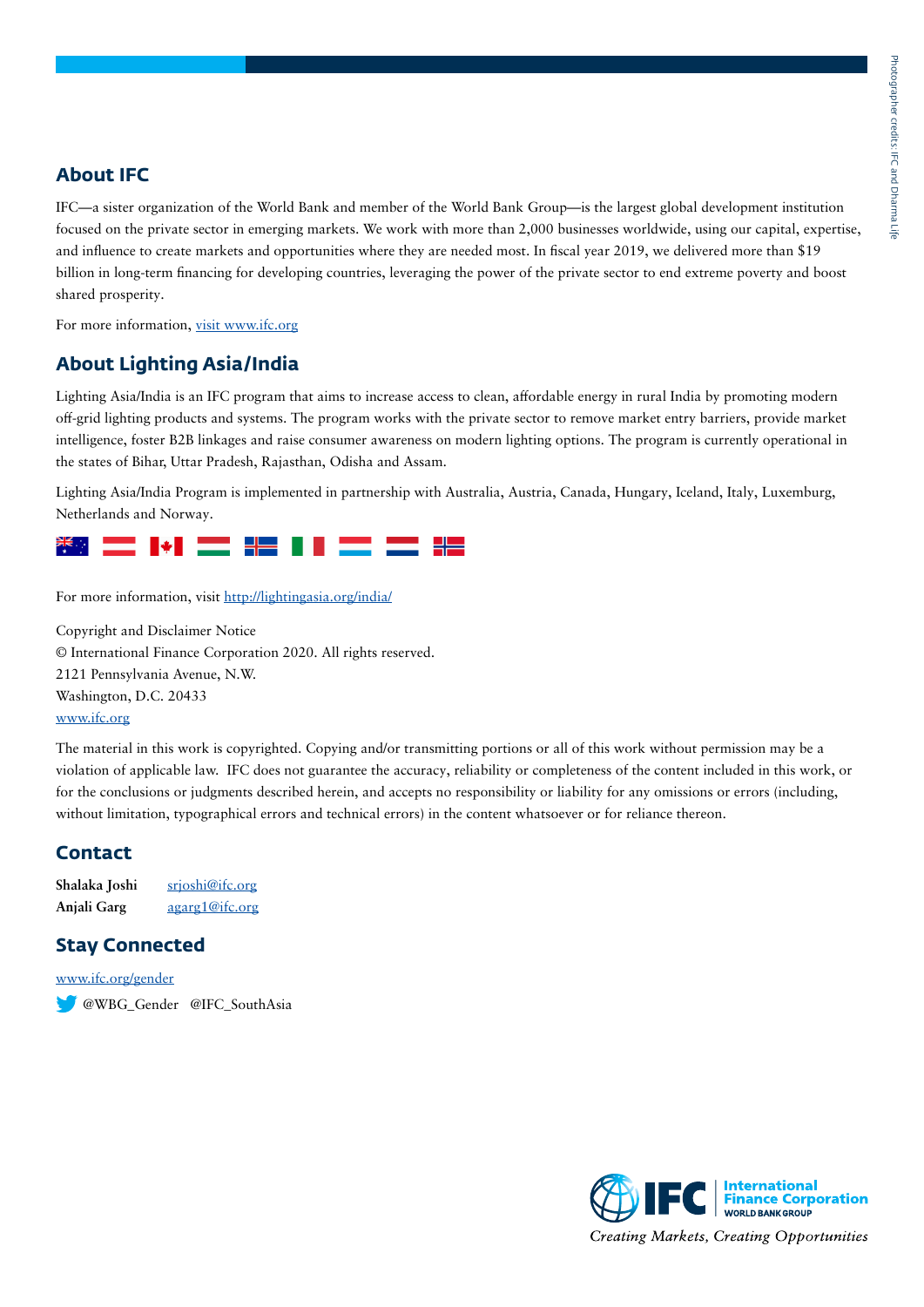## About IFC

IFC—a sister organization of the World Bank and member of the World Bank Group—is the largest global development institution focused on the private sector in emerging markets. We work with more than 2,000 businesses worldwide, using our capital, expertise, and influence to create markets and opportunities where they are needed most. In fiscal year 2019, we delivered more than $19 billion in long-term financing for developing countries, leveraging the power of the private sector to end extreme poverty and boost shared prosperity.

For more information, visit www.ifc.org

## About Lighting Asia/India

Lighting Asia/India is an IFC program that aims to increase access to clean, affordable energy in rural India by promoting modern off-grid lighting products and systems. The program works with the private sector to remove market entry barriers, provide market intelligence, foster B2B linkages and raise consumer awareness on modern lighting options. The program is currently operational in the states of Bihar, Uttar Pradesh, Rajasthan, Odisha and Assam.

Lighting Asia/India Program is implemented in partnership with Australia, Austria, Canada, Hungary, Iceland, Italy, Luxemburg, Netherlands and Norway.

For more information, visit http://lightingasia.org/india/

Copyright and Disclaimer Notice
© International Finance Corporation 2020. All rights reserved.
2121 Pennsylvania Avenue, N.W.
Washington, D.C. 20433
www.ifc.org

The material in this work is copyrighted. Copying and/or transmitting portions or all of this work without permission may be a violation of applicable law. IFC does not guarantee the accuracy, reliability or completeness of the content included in this work, or for the conclusions or judgments described herein, and accepts no responsibility or liability for any omissions or errors (including, without limitation, typographical errors and technical errors) in the content whatsoever or for reliance thereon.

## Contact

**Shalaka Joshi** srjoshi@ifc.org
**Anjali Garg** agarg1@ifc.org

## Stay Connected

www.ifc.org/gender
@WBG_Gender @IFC_SouthAsia

International Finance Corporation
WORLD BANK GROUP
*Creating Markets, Creating Opportunities*

Photographer credits: IFC and Dharma Life